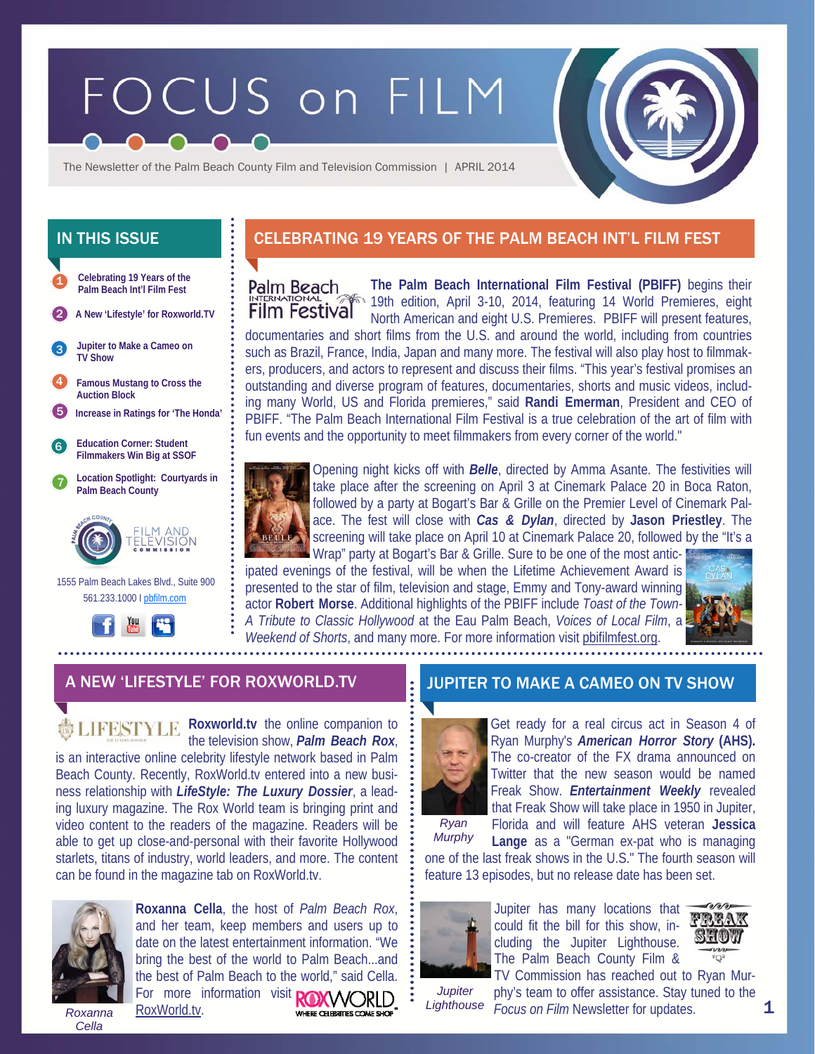# FOCUS on FILM

The Newsletter of the Palm Beach County Film and Television Commission | APRIL 2014

## IN THIS ISSUE

1. Celebrating 19 Years of the Palm Beach Int'l Film Fest
2. A New 'Lifestyle' for Roxworld.TV
3. Jupiter to Make a Cameo on TV Show
4. Famous Mustang to Cross the Auction Block
5. Increase in Ratings for 'The Honda'
6. Education Corner: Student Filmmakers Win Big at SSOF
7. Location Spotlight: Courtyards in Palm Beach County

FILM AND TELEVISION COMMISSION

1555 Palm Beach Lakes Blvd., Suite 900
561.233.1000 I pbfilm.com

## CELEBRATING 19 YEARS OF THE PALM BEACH INT'L FILM FEST

**The Palm Beach International Film Festival (PBIFF)** begins their 19th edition, April 3-10, 2014, featuring 14 World Premieres, eight North American and eight U.S. Premieres. PBIFF will present features, documentaries and short films from the U.S. and around the world, including from countries such as Brazil, France, India, Japan and many more. The festival will also play host to filmmakers, producers, and actors to represent and discuss their films. "This year's festival promises an outstanding and diverse program of features, documentaries, shorts and music videos, including many World, US and Florida premieres," said **Randi Emerman**, President and CEO of PBIFF. "The Palm Beach International Film Festival is a true celebration of the art of film with fun events and the opportunity to meet filmmakers from every corner of the world."

Opening night kicks off with ***Belle***, directed by Amma Asante. The festivities will take place after the screening on April 3 at Cinemark Palace 20 in Boca Raton, followed by a party at Bogart's Bar & Grille on the Premier Level of Cinemark Palace. The fest will close with ***Cas & Dylan***, directed by **Jason Priestley**. The screening will take place on April 10 at Cinemark Palace 20, followed by the "It's a Wrap" party at Bogart's Bar & Grille. Sure to be one of the most anticipated evenings of the festival, will be when the Lifetime Achievement Award is presented to the star of film, television and stage, Emmy and Tony-award winning actor **Robert Morse**. Additional highlights of the PBIFF include *Toast of the Town-A Tribute to Classic Hollywood* at the Eau Palm Beach, *Voices of Local Film*, a *Weekend of Shorts*, and many more. For more information visit pbifilmfest.org.

## A NEW 'LIFESTYLE' FOR ROXWORLD.TV

**Roxworld.tv** the online companion to the television show, ***Palm Beach Rox***, is an interactive online celebrity lifestyle network based in Palm Beach County. Recently, RoxWorld.tv entered into a new business relationship with ***LifeStyle: The Luxury Dossier***, a leading luxury magazine. The Rox World team is bringing print and video content to the readers of the magazine. Readers will be able to get up close-and-personal with their favorite Hollywood starlets, titans of industry, world leaders, and more. The content can be found in the magazine tab on RoxWorld.tv.

**Roxanna Cella**, the host of *Palm Beach Rox*, and her team, keep members and users up to date on the latest entertainment information. "We bring the best of the world to Palm Beach...and the best of Palm Beach to the world," said Cella. For more information visit RoxWorld.tv.

*Roxanna Cella*

## JUPITER TO MAKE A CAMEO ON TV SHOW

Get ready for a real circus act in Season 4 of Ryan Murphy's ***American Horror Story* (AHS).** The co-creator of the FX drama announced on Twitter that the new season would be named Freak Show. ***Entertainment Weekly*** revealed that Freak Show will take place in 1950 in Jupiter, Florida and will feature AHS veteran **Jessica Lange** as a "German ex-pat who is managing one of the last freak shows in the U.S." The fourth season will feature 13 episodes, but no release date has been set.

*Ryan Murphy*

Jupiter has many locations that could fit the bill for this show, including the Jupiter Lighthouse. The Palm Beach County Film & TV Commission has reached out to Ryan Murphy's team to offer assistance. Stay tuned to the *Focus on Film* Newsletter for updates.

*Jupiter Lighthouse*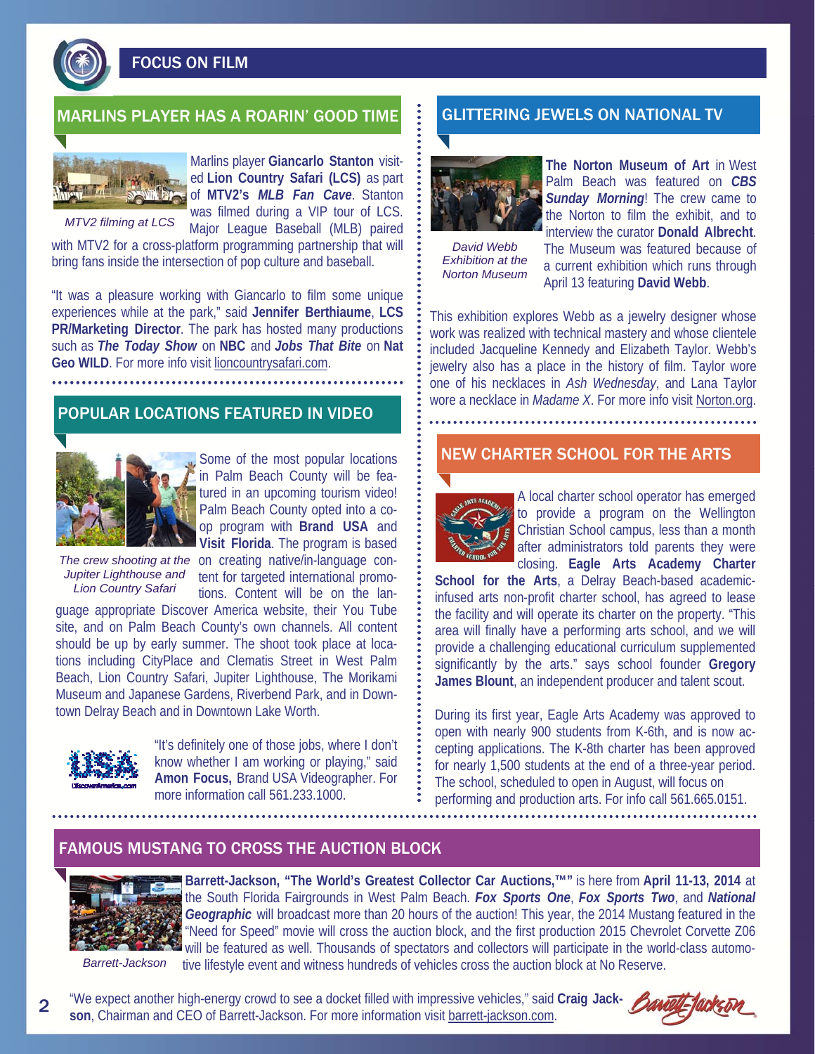# FOCUS ON FILM

## MARLINS PLAYER HAS A ROARIN' GOOD TIME

*MTV2 filming at LCS*

Marlins player **Giancarlo Stanton** visited **Lion Country Safari (LCS)** as part of **MTV2's *MLB Fan Cave***. Stanton was filmed during a VIP tour of LCS. Major League Baseball (MLB) paired with MTV2 for a cross-platform programming partnership that will bring fans inside the intersection of pop culture and baseball.

"It was a pleasure working with Giancarlo to film some unique experiences while at the park," said **Jennifer Berthiaume**, **LCS PR/Marketing Director**. The park has hosted many productions such as ***The Today Show*** on **NBC** and ***Jobs That Bite*** on **Nat Geo WILD**. For more info visit liondcountrysafari.com.

## POPULAR LOCATIONS FEATURED IN VIDEO

*The crew shooting at the Jupiter Lighthouse and Lion Country Safari*

Some of the most popular locations in Palm Beach County will be featured in an upcoming tourism video! Palm Beach County opted into a co-op program with **Brand USA** and **Visit Florida**. The program is based on creating native/in-language content for targeted international promotions. Content will be on the language appropriate Discover America website, their You Tube site, and on Palm Beach County's own channels. All content should be up by early summer. The shoot took place at locations including CityPlace and Clematis Street in West Palm Beach, Lion Country Safari, Jupiter Lighthouse, The Morikami Museum and Japanese Gardens, Riverbend Park, and in Downtown Delray Beach and in Downtown Lake Worth.

"It's definitely one of those jobs, where I don't know whether I am working or playing," said **Amon Focus,** Brand USA Videographer. For more information call 561.233.1000.

## GLITTERING JEWELS ON NATIONAL TV

*David Webb Exhibition at the Norton Museum*

**The Norton Museum of Art** in West Palm Beach was featured on ***CBS Sunday Morning***! The crew came to the Norton to film the exhibit, and to interview the curator **Donald Albrecht**. The Museum was featured because of a current exhibition which runs through April 13 featuring **David Webb**.

This exhibition explores Webb as a jewelry designer whose work was realized with technical mastery and whose clientele included Jacqueline Kennedy and Elizabeth Taylor. Webb's jewelry also has a place in the history of film. Taylor wore one of his necklaces in *Ash Wednesday*, and Lana Taylor wore a necklace in *Madame X*. For more info visit Norton.org.

## NEW CHARTER SCHOOL FOR THE ARTS

A local charter school operator has emerged to provide a program on the Wellington Christian School campus, less than a month after administrators told parents they were closing. **Eagle Arts Academy Charter School for the Arts**, a Delray Beach-based academic-infused arts non-profit charter school, has agreed to lease the facility and will operate its charter on the property. "This area will finally have a performing arts school, and we will provide a challenging educational curriculum supplemented significantly by the arts." says school founder **Gregory James Blount**, an independent producer and talent scout.

During its first year, Eagle Arts Academy was approved to open with nearly 900 students from K-6th, and is now accepting applications. The K-8th charter has been approved for nearly 1,500 students at the end of a three-year period. The school, scheduled to open in August, will focus on performing and production arts. For info call 561.665.0151.

## FAMOUS MUSTANG TO CROSS THE AUCTION BLOCK

*Barrett-Jackson*

**Barrett-Jackson, "The World's Greatest Collector Car Auctions,™"** is here from **April 11-13, 2014** at the South Florida Fairgrounds in West Palm Beach. ***Fox Sports One***, ***Fox Sports Two***, and ***National Geographic*** will broadcast more than 20 hours of the auction! This year, the 2014 Mustang featured in the "Need for Speed" movie will cross the auction block, and the first production 2015 Chevrolet Corvette Z06 will be featured as well. Thousands of spectators and collectors will participate in the world-class automotive lifestyle event and witness hundreds of vehicles cross the auction block at No Reserve.

"We expect another high-energy crowd to see a docket filled with impressive vehicles," said **Craig Jackson**, Chairman and CEO of Barrett-Jackson. For more information visit barrett-jackson.com.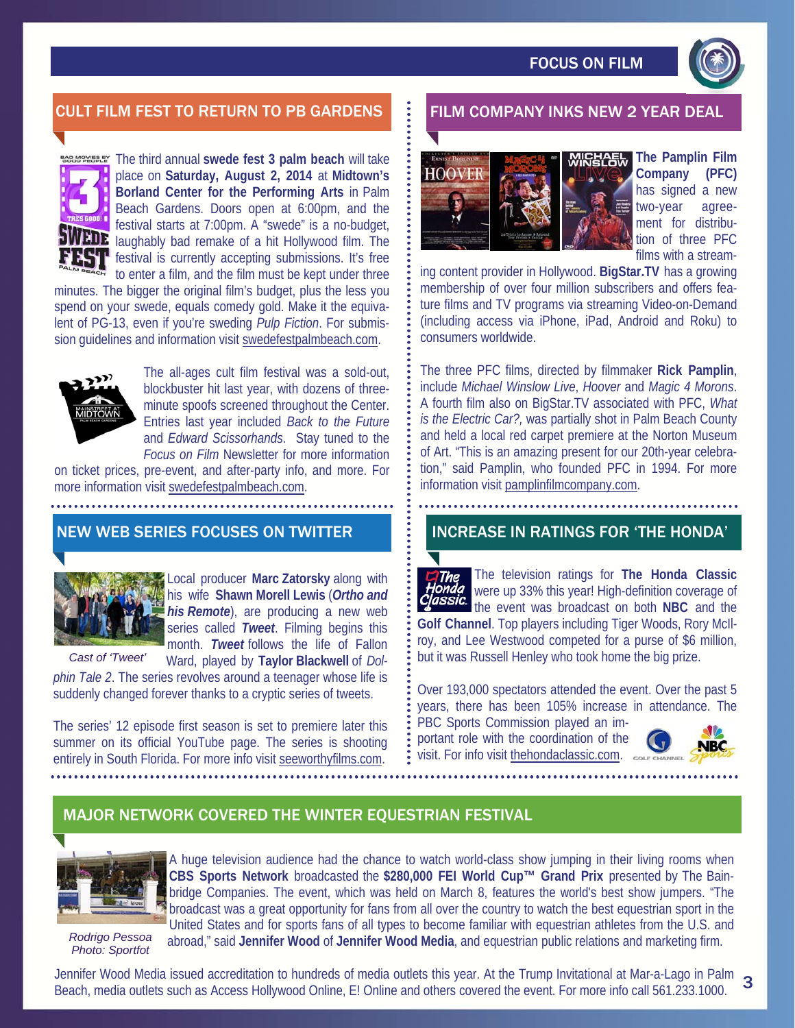## CULT FILM FEST TO RETURN TO PB GARDENS

The third annual **swede fest 3 palm beach** will take place on **Saturday, August 2, 2014** at **Midtown's Borland Center for the Performing Arts** in Palm Beach Gardens. Doors open at 6:00pm, and the festival starts at 7:00pm. A "swede" is a no-budget, laughably bad remake of a hit Hollywood film. The festival is currently accepting submissions. It's free to enter a film, and the film must be kept under three minutes. The bigger the original film's budget, plus the less you spend on your swede, equals comedy gold. Make it the equivalent of PG-13, even if you're sweding *Pulp Fiction*. For submission guidelines and information visit swedefestpalmbeach.com.

The all-ages cult film festival was a sold-out, blockbuster hit last year, with dozens of three-minute spoofs screened throughout the Center. Entries last year included *Back to the Future* and *Edward Scissorhands*. Stay tuned to the *Focus on Film* Newsletter for more information on ticket prices, pre-event, and after-party info, and more. For more information visit swedefestpalmbeach.com.

## NEW WEB SERIES FOCUSES ON TWITTER

Local producer **Marc Zatorsky** along with his wife **Shawn Morell Lewis** (***Ortho and his Remote***), are producing a new web series called ***Tweet***. Filming begins this month. ***Tweet*** follows the life of Fallon Ward, played by **Taylor Blackwell** of *Dolphin Tale 2*. The series revolves around a teenager whose life is suddenly changed forever thanks to a cryptic series of tweets.

*Cast of 'Tweet'*

The series' 12 episode first season is set to premiere later this summer on its official YouTube page. The series is shooting entirely in South Florida. For more info visit seeworthyfilms.com.

## FILM COMPANY INKS NEW 2 YEAR DEAL

**The Pamplin Film Company (PFC)** has signed a new two-year agreement for distribution of three PFC films with a streaming content provider in Hollywood. **BigStar.TV** has a growing membership of over four million subscribers and offers feature films and TV programs via streaming Video-on-Demand (including access via iPhone, iPad, Android and Roku) to consumers worldwide.

The three PFC films, directed by filmmaker **Rick Pamplin**, include *Michael Winslow Live*, *Hoover* and *Magic 4 Morons*. A fourth film also on BigStar.TV associated with PFC, *What is the Electric Car?,* was partially shot in Palm Beach County and held a local red carpet premiere at the Norton Museum of Art. "This is an amazing present for our 20th-year celebration," said Pamplin, who founded PFC in 1994. For more information visit pamplinfilmcompany.com.

## INCREASE IN RATINGS FOR 'THE HONDA'

The television ratings for **The Honda Classic** were up 33% this year! High-definition coverage of the event was broadcast on both **NBC** and the **Golf Channel**. Top players including Tiger Woods, Rory McIlroy, and Lee Westwood competed for a purse of $6 million, but it was Russell Henley who took home the big prize.

Over 193,000 spectators attended the event. Over the past 5 years, there has been 105% increase in attendance. The PBC Sports Commission played an important role with the coordination of the visit. For info visit thehondaclassic.com.

## MAJOR NETWORK COVERED THE WINTER EQUESTRIAN FESTIVAL

A huge television audience had the chance to watch world-class show jumping in their living rooms when **CBS Sports Network** broadcasted the **$280,000 FEI World Cup™ Grand Prix** presented by The Bainbridge Companies. The event, which was held on March 8, features the world's best show jumpers. "The broadcast was a great opportunity for fans from all over the country to watch the best equestrian sport in the United States and for sports fans of all types to become familiar with equestrian athletes from the U.S. and abroad," said **Jennifer Wood** of **Jennifer Wood Media**, and equestrian public relations and marketing firm.

*Rodrigo Pessoa*
*Photo: Sportfot*

Jennifer Wood Media issued accreditation to hundreds of media outlets this year. At the Trump Invitational at Mar-a-Lago in Palm Beach, media outlets such as Access Hollywood Online, E! Online and others covered the event. For more info call 561.233.1000.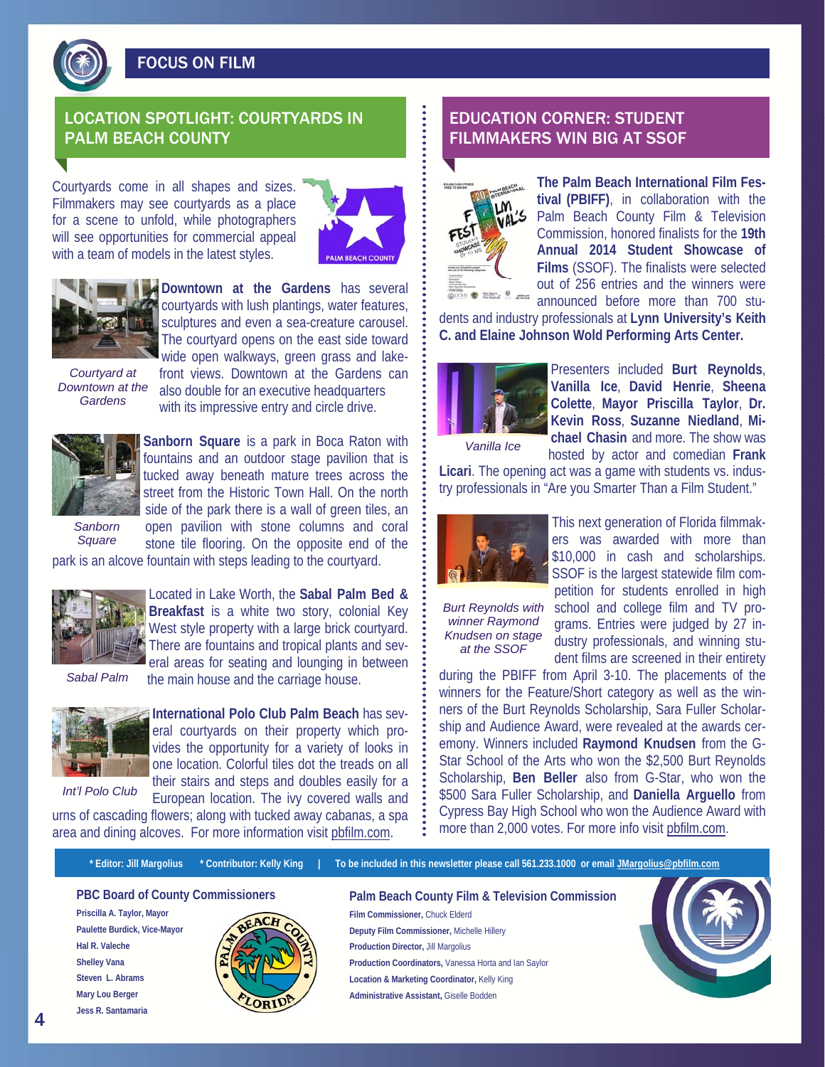# FOCUS ON FILM

## LOCATION SPOTLIGHT: COURTYARDS IN PALM BEACH COUNTY

Courtyards come in all shapes and sizes. Filmmakers may see courtyards as a place for a scene to unfold, while photographers will see opportunities for commercial appeal with a team of models in the latest styles.

PALM BEACH COUNTY

**Downtown at the Gardens** has several courtyards with lush plantings, water features, sculptures and even a sea-creature carousel. The courtyard opens on the east side toward wide open walkways, green grass and lake-front views. Downtown at the Gardens can also double for an executive headquarters with its impressive entry and circle drive.

*Courtyard at Downtown at the Gardens*

**Sanborn Square** is a park in Boca Raton with fountains and an outdoor stage pavilion that is tucked away beneath mature trees across the street from the Historic Town Hall. On the north side of the park there is a wall of green tiles, an open pavilion with stone columns and coral stone tile flooring. On the opposite end of the park is an alcove fountain with steps leading to the courtyard.

*Sanborn Square*

Located in Lake Worth, the **Sabal Palm Bed & Breakfast** is a white two story, colonial Key West style property with a large brick courtyard. There are fountains and tropical plants and several areas for seating and lounging in between the main house and the carriage house.

*Sabal Palm*

**International Polo Club Palm Beach** has several courtyards on their property which provides the opportunity for a variety of looks in one location. Colorful tiles dot the treads on all their stairs and steps and doubles easily for a European location. The ivy covered walls and urns of cascading flowers; along with tucked away cabanas, a spa area and dining alcoves. For more information visit pbfilm.com.

*Int'l Polo Club*

## EDUCATION CORNER: STUDENT FILMMAKERS WIN BIG AT SSOF

**The Palm Beach International Film Festival (PBIFF)**, in collaboration with the Palm Beach County Film & Television Commission, honored finalists for the **19th Annual 2014 Student Showcase of Films** (SSOF). The finalists were selected out of 256 entries and the winners were announced before more than 700 students and industry professionals at **Lynn University's Keith C. and Elaine Johnson Wold Performing Arts Center.**

Presenters included **Burt Reynolds**, **Vanilla Ice**, **David Henrie**, **Sheena Colette**, **Mayor Priscilla Taylor**, **Dr. Kevin Ross**, **Suzanne Niedland**, **Michael Chasin** and more. The show was hosted by actor and comedian **Frank Licari**. The opening act was a game with students vs. industry professionals in "Are you Smarter Than a Film Student."

*Vanilla Ice*

This next generation of Florida filmmakers was awarded with more than $10,000 in cash and scholarships. SSOF is the largest statewide film competition for students enrolled in high school and college film and TV programs. Entries were judged by 27 industry professionals, and winning student films are screened in their entirety during the PBIFF from April 3-10. The placements of the winners for the Feature/Short category as well as the winners of the Burt Reynolds Scholarship, Sara Fuller Scholarship and Audience Award, were revealed at the awards ceremony. Winners included **Raymond Knudsen** from the G-Star School of the Arts who won the $2,500 Burt Reynolds Scholarship, **Ben Beller** also from G-Star, who won the $500 Sara Fuller Scholarship, and **Daniella Arguello** from Cypress Bay High School who won the Audience Award with more than 2,000 votes. For more info visit pbfilm.com.

*Burt Reynolds with winner Raymond Knudsen on stage at the SSOF*

**\* Editor: Jill Margolius \* Contributor: Kelly King | To be included in this newsletter please call 561.233.1000 or email JMargolius@pbfilm.com**

### PBC Board of County Commissioners

**Priscilla A. Taylor, Mayor**
**Paulette Burdick, Vice-Mayor**
**Hal R. Valeche**
**Shelley Vana**
**Steven L. Abrams**
**Mary Lou Berger**
**Jess R. Santamaria**

### Palm Beach County Film & Television Commission

**Film Commissioner,** Chuck Elderd
**Deputy Film Commissioner,** Michelle Hillery
**Production Director,** Jill Margolius
**Production Coordinators,** Vanessa Horta and Ian Saylor
**Location & Marketing Coordinator,** Kelly King
**Administrative Assistant,** Giselle Bodden